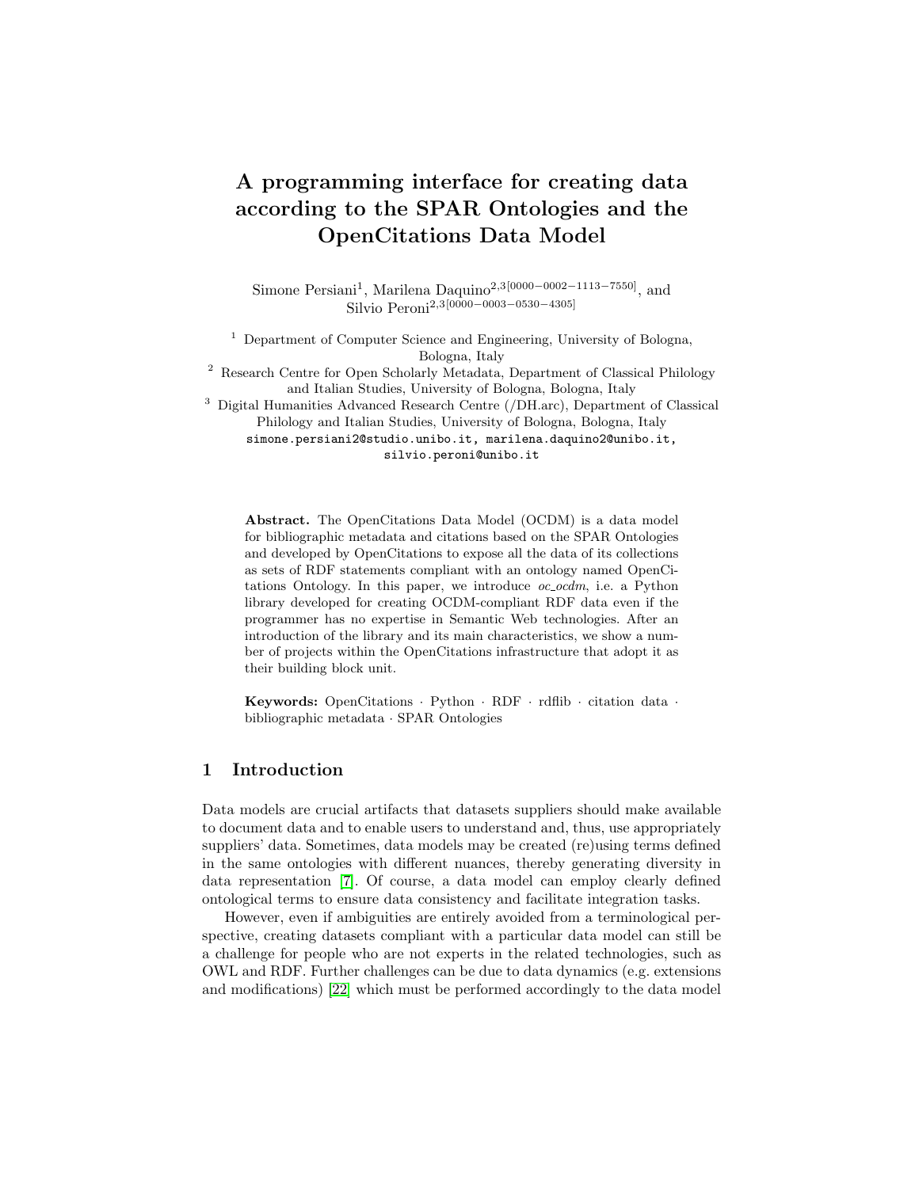# A programming interface for creating data according to the SPAR Ontologies and the OpenCitations Data Model

Simone Persiani[1], Marilena Daquino[2,3][0000−0002−1113−7550], and Silvio Peroni[2,3][0000−0003−0530−4305]

[1] Department of Computer Science and Engineering, University of Bologna, Bologna, Italy

[2] Research Centre for Open Scholarly Metadata, Department of Classical Philology and Italian Studies, University of Bologna, Bologna, Italy

[3] Digital Humanities Advanced Research Centre (/DH.arc), Department of Classical Philology and Italian Studies, University of Bologna, Bologna, Italy

simone.persiani2@studio.unibo.it, marilena.daquino2@unibo.it, silvio.peroni@unibo.it

**Abstract.** The OpenCitations Data Model (OCDM) is a data model for bibliographic metadata and citations based on the SPAR Ontologies and developed by OpenCitations to expose all the data of its collections as sets of RDF statements compliant with an ontology named OpenCitations Ontology. In this paper, we introduce *oc_ocdm*, i.e. a Python library developed for creating OCDM-compliant RDF data even if the programmer has no expertise in Semantic Web technologies. After an introduction of the library and its main characteristics, we show a number of projects within the OpenCitations infrastructure that adopt it as their building block unit.

**Keywords:** OpenCitations · Python · RDF · rdflib · citation data · bibliographic metadata · SPAR Ontologies

## 1 Introduction

Data models are crucial artifacts that datasets suppliers should make available to document data and to enable users to understand and, thus, use appropriately suppliers' data. Sometimes, data models may be created (re)using terms defined in the same ontologies with different nuances, thereby generating diversity in data representation [7]. Of course, a data model can employ clearly defined ontological terms to ensure data consistency and facilitate integration tasks.

However, even if ambiguities are entirely avoided from a terminological perspective, creating datasets compliant with a particular data model can still be a challenge for people who are not experts in the related technologies, such as OWL and RDF. Further challenges can be due to data dynamics (e.g. extensions and modifications) [22] which must be performed accordingly to the data model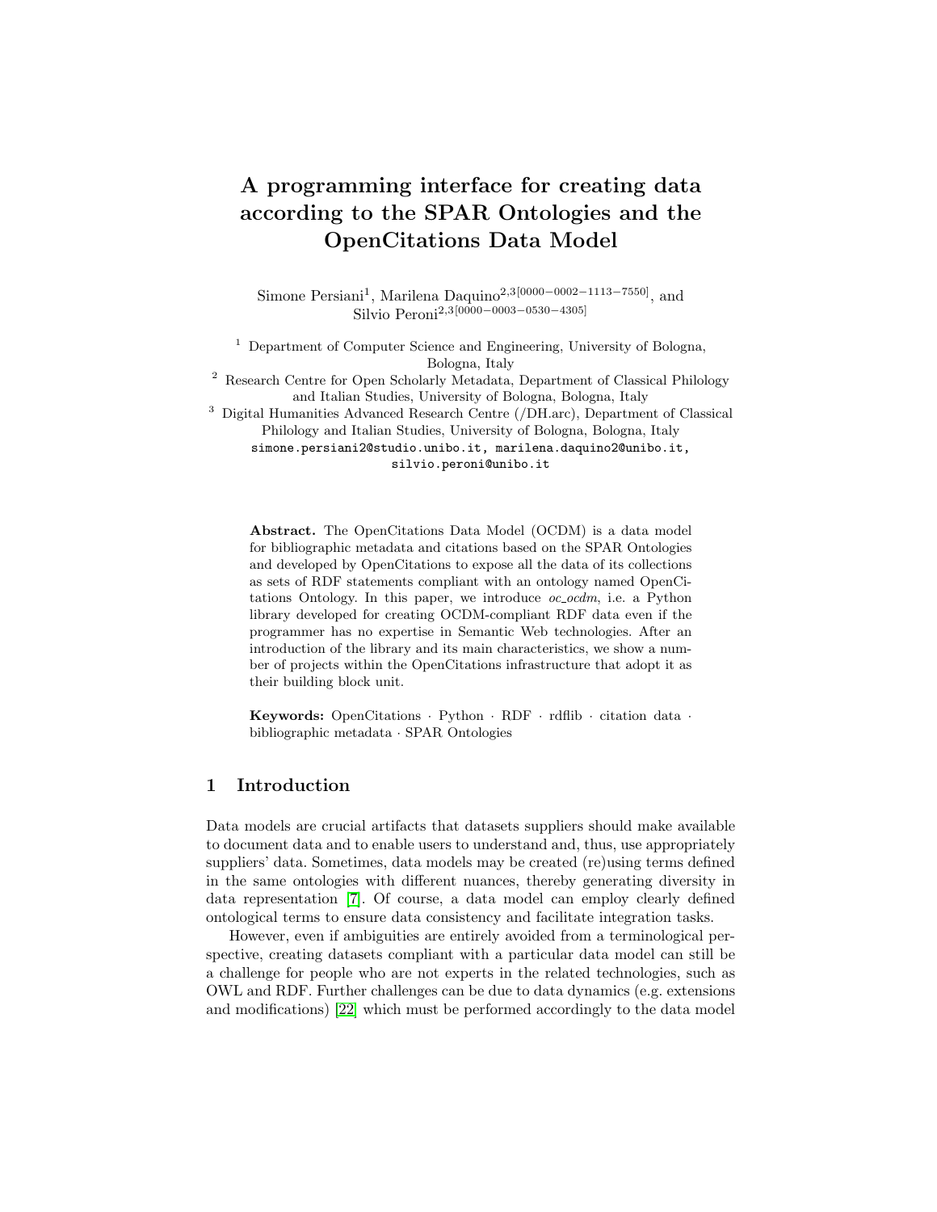# A programming interface for creating data according to the SPAR Ontologies and the OpenCitations Data Model

Simone Persiani[1], Marilena Daquino[2,3][0000−0002−1113−7550], and Silvio Peroni[2,3][0000−0003−0530−4305]

[1] Department of Computer Science and Engineering, University of Bologna, Bologna, Italy
[2] Research Centre for Open Scholarly Metadata, Department of Classical Philology and Italian Studies, University of Bologna, Bologna, Italy
[3] Digital Humanities Advanced Research Centre (/DH.arc), Department of Classical Philology and Italian Studies, University of Bologna, Bologna, Italy
simone.persiani2@studio.unibo.it, marilena.daquino2@unibo.it, silvio.peroni@unibo.it

**Abstract.** The OpenCitations Data Model (OCDM) is a data model for bibliographic metadata and citations based on the SPAR Ontologies and developed by OpenCitations to expose all the data of its collections as sets of RDF statements compliant with an ontology named OpenCitations Ontology. In this paper, we introduce *oc_ocdm*, i.e. a Python library developed for creating OCDM-compliant RDF data even if the programmer has no expertise in Semantic Web technologies. After an introduction of the library and its main characteristics, we show a number of projects within the OpenCitations infrastructure that adopt it as their building block unit.

**Keywords:** OpenCitations · Python · RDF · rdflib · citation data · bibliographic metadata · SPAR Ontologies

## 1 Introduction

Data models are crucial artifacts that datasets suppliers should make available to document data and to enable users to understand and, thus, use appropriately suppliers' data. Sometimes, data models may be created (re)using terms defined in the same ontologies with different nuances, thereby generating diversity in data representation [7]. Of course, a data model can employ clearly defined ontological terms to ensure data consistency and facilitate integration tasks.

However, even if ambiguities are entirely avoided from a terminological perspective, creating datasets compliant with a particular data model can still be a challenge for people who are not experts in the related technologies, such as OWL and RDF. Further challenges can be due to data dynamics (e.g. extensions and modifications) [22] which must be performed accordingly to the data model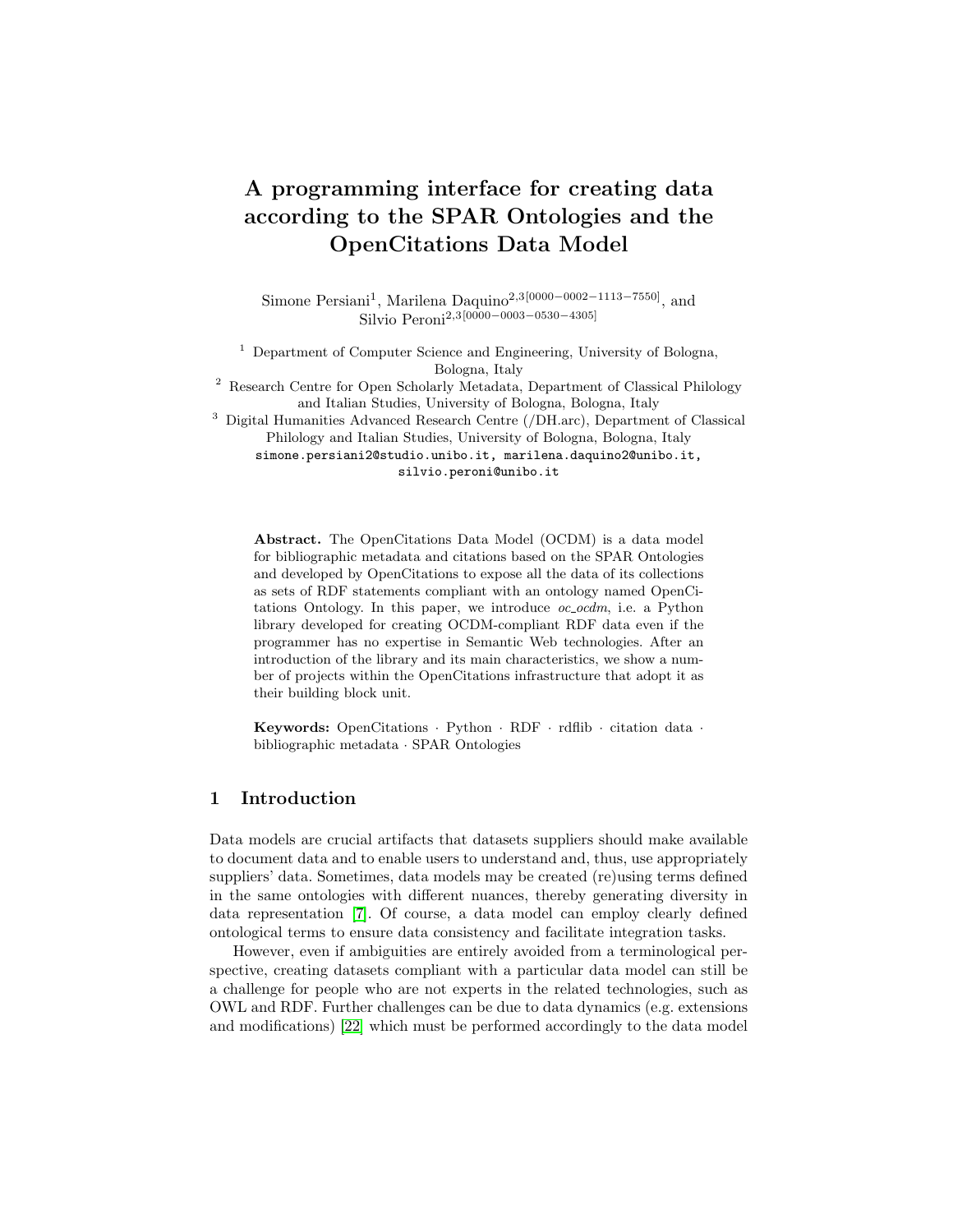# A programming interface for creating data according to the SPAR Ontologies and the OpenCitations Data Model

Simone Persiani[1], Marilena Daquino[2,3][0000−0002−1113−7550], and Silvio Peroni[2,3][0000−0003−0530−4305]

[1] Department of Computer Science and Engineering, University of Bologna, Bologna, Italy

[2] Research Centre for Open Scholarly Metadata, Department of Classical Philology and Italian Studies, University of Bologna, Bologna, Italy

[3] Digital Humanities Advanced Research Centre (/DH.arc), Department of Classical Philology and Italian Studies, University of Bologna, Bologna, Italy

simone.persiani2@studio.unibo.it, marilena.daquino2@unibo.it, silvio.peroni@unibo.it

**Abstract.** The OpenCitations Data Model (OCDM) is a data model for bibliographic metadata and citations based on the SPAR Ontologies and developed by OpenCitations to expose all the data of its collections as sets of RDF statements compliant with an ontology named OpenCitations Ontology. In this paper, we introduce *oc_ocdm*, i.e. a Python library developed for creating OCDM-compliant RDF data even if the programmer has no expertise in Semantic Web technologies. After an introduction of the library and its main characteristics, we show a number of projects within the OpenCitations infrastructure that adopt it as their building block unit.

**Keywords:** OpenCitations · Python · RDF · rdflib · citation data · bibliographic metadata · SPAR Ontologies

## 1 Introduction

Data models are crucial artifacts that datasets suppliers should make available to document data and to enable users to understand and, thus, use appropriately suppliers' data. Sometimes, data models may be created (re)using terms defined in the same ontologies with different nuances, thereby generating diversity in data representation [7]. Of course, a data model can employ clearly defined ontological terms to ensure data consistency and facilitate integration tasks.

However, even if ambiguities are entirely avoided from a terminological perspective, creating datasets compliant with a particular data model can still be a challenge for people who are not experts in the related technologies, such as OWL and RDF. Further challenges can be due to data dynamics (e.g. extensions and modifications) [22] which must be performed accordingly to the data model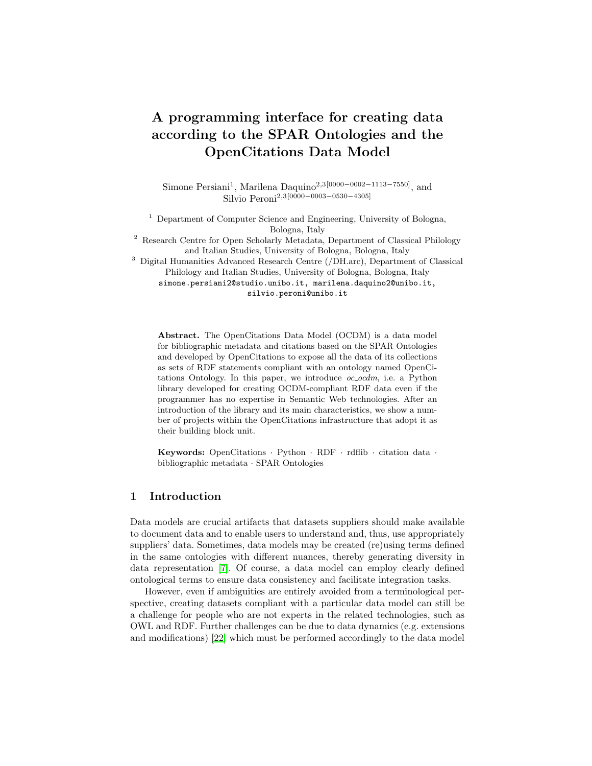# A programming interface for creating data according to the SPAR Ontologies and the OpenCitations Data Model

Simone Persiani[1], Marilena Daquino[2,3][0000-0002-1113-7550], and Silvio Peroni[2,3][0000-0003-0530-4305]

[1] Department of Computer Science and Engineering, University of Bologna, Bologna, Italy

[2] Research Centre for Open Scholarly Metadata, Department of Classical Philology and Italian Studies, University of Bologna, Bologna, Italy

[3] Digital Humanities Advanced Research Centre (/DH.arc), Department of Classical Philology and Italian Studies, University of Bologna, Bologna, Italy

simone.persiani2@studio.unibo.it, marilena.daquino2@unibo.it, silvio.peroni@unibo.it

**Abstract.** The OpenCitations Data Model (OCDM) is a data model for bibliographic metadata and citations based on the SPAR Ontologies and developed by OpenCitations to expose all the data of its collections as sets of RDF statements compliant with an ontology named OpenCitations Ontology. In this paper, we introduce *oc_ocdm*, i.e. a Python library developed for creating OCDM-compliant RDF data even if the programmer has no expertise in Semantic Web technologies. After an introduction of the library and its main characteristics, we show a number of projects within the OpenCitations infrastructure that adopt it as their building block unit.

**Keywords:** OpenCitations · Python · RDF · rdflib · citation data · bibliographic metadata · SPAR Ontologies

## 1 Introduction

Data models are crucial artifacts that datasets suppliers should make available to document data and to enable users to understand and, thus, use appropriately suppliers' data. Sometimes, data models may be created (re)using terms defined in the same ontologies with different nuances, thereby generating diversity in data representation [7]. Of course, a data model can employ clearly defined ontological terms to ensure data consistency and facilitate integration tasks.

However, even if ambiguities are entirely avoided from a terminological perspective, creating datasets compliant with a particular data model can still be a challenge for people who are not experts in the related technologies, such as OWL and RDF. Further challenges can be due to data dynamics (e.g. extensions and modifications) [22] which must be performed accordingly to the data model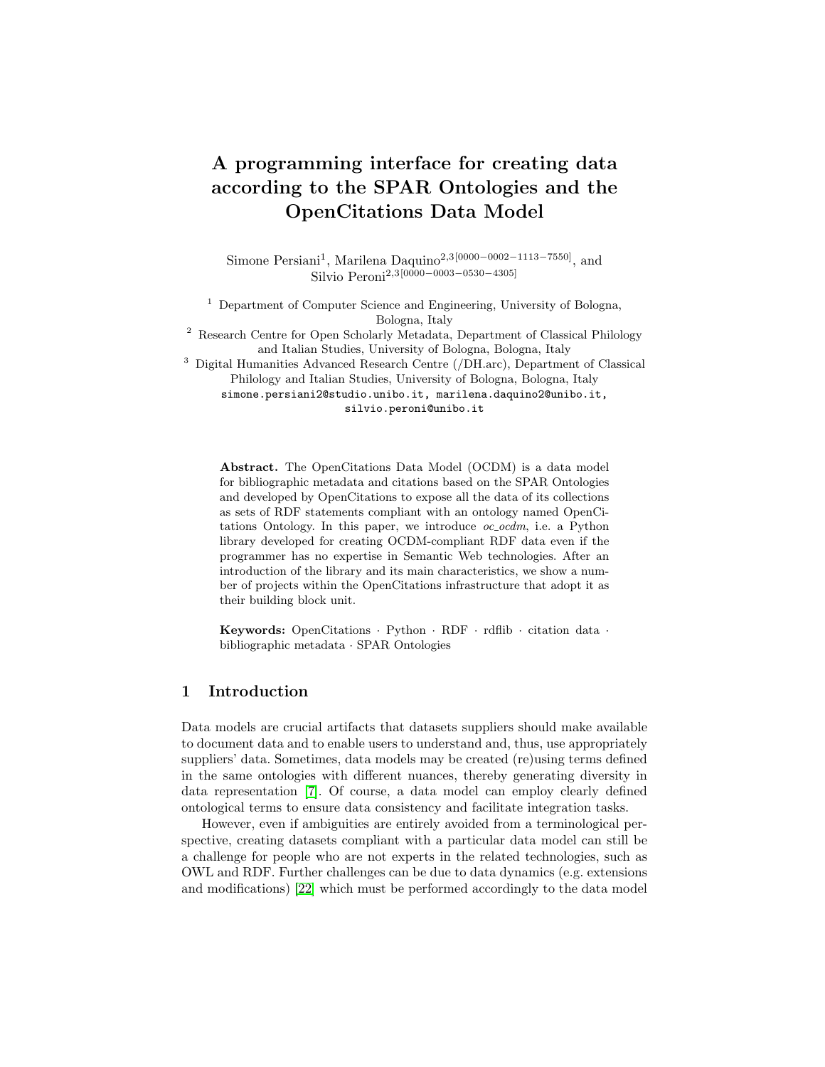# A programming interface for creating data according to the SPAR Ontologies and the OpenCitations Data Model

Simone Persiani[1], Marilena Daquino[2,3][0000−0002−1113−7550], and Silvio Peroni[2,3][0000−0003−0530−4305]

[1] Department of Computer Science and Engineering, University of Bologna, Bologna, Italy

[2] Research Centre for Open Scholarly Metadata, Department of Classical Philology and Italian Studies, University of Bologna, Bologna, Italy

[3] Digital Humanities Advanced Research Centre (/DH.arc), Department of Classical Philology and Italian Studies, University of Bologna, Bologna, Italy

simone.persiani2@studio.unibo.it, marilena.daquino2@unibo.it, silvio.peroni@unibo.it

**Abstract.** The OpenCitations Data Model (OCDM) is a data model for bibliographic metadata and citations based on the SPAR Ontologies and developed by OpenCitations to expose all the data of its collections as sets of RDF statements compliant with an ontology named OpenCitations Ontology. In this paper, we introduce *oc_ocdm*, i.e. a Python library developed for creating OCDM-compliant RDF data even if the programmer has no expertise in Semantic Web technologies. After an introduction of the library and its main characteristics, we show a number of projects within the OpenCitations infrastructure that adopt it as their building block unit.

**Keywords:** OpenCitations · Python · RDF · rdflib · citation data · bibliographic metadata · SPAR Ontologies

## 1 Introduction

Data models are crucial artifacts that datasets suppliers should make available to document data and to enable users to understand and, thus, use appropriately suppliers' data. Sometimes, data models may be created (re)using terms defined in the same ontologies with different nuances, thereby generating diversity in data representation [7]. Of course, a data model can employ clearly defined ontological terms to ensure data consistency and facilitate integration tasks.

However, even if ambiguities are entirely avoided from a terminological perspective, creating datasets compliant with a particular data model can still be a challenge for people who are not experts in the related technologies, such as OWL and RDF. Further challenges can be due to data dynamics (e.g. extensions and modifications) [22] which must be performed accordingly to the data model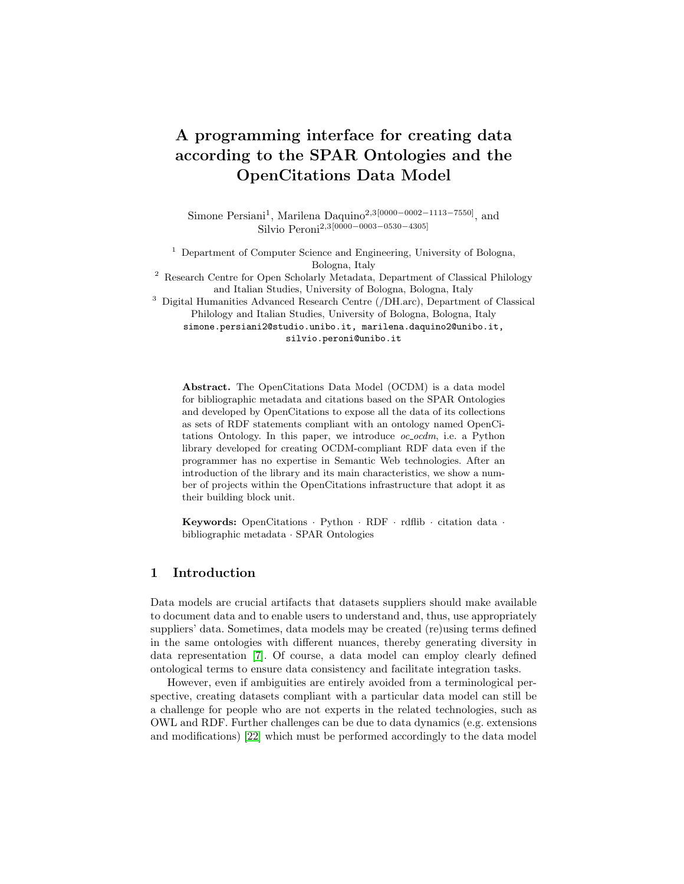# A programming interface for creating data according to the SPAR Ontologies and the OpenCitations Data Model

Simone Persiani[1], Marilena Daquino[2,3][0000−0002−1113−7550], and Silvio Peroni[2,3][0000−0003−0530−4305]

[1] Department of Computer Science and Engineering, University of Bologna, Bologna, Italy

[2] Research Centre for Open Scholarly Metadata, Department of Classical Philology and Italian Studies, University of Bologna, Bologna, Italy

[3] Digital Humanities Advanced Research Centre (/DH.arc), Department of Classical Philology and Italian Studies, University of Bologna, Bologna, Italy

simone.persiani2@studio.unibo.it, marilena.daquino2@unibo.it, silvio.peroni@unibo.it

**Abstract.** The OpenCitations Data Model (OCDM) is a data model for bibliographic metadata and citations based on the SPAR Ontologies and developed by OpenCitations to expose all the data of its collections as sets of RDF statements compliant with an ontology named OpenCitations Ontology. In this paper, we introduce *oc_ocdm*, i.e. a Python library developed for creating OCDM-compliant RDF data even if the programmer has no expertise in Semantic Web technologies. After an introduction of the library and its main characteristics, we show a number of projects within the OpenCitations infrastructure that adopt it as their building block unit.

**Keywords:** OpenCitations · Python · RDF · rdflib · citation data · bibliographic metadata · SPAR Ontologies

## 1 Introduction

Data models are crucial artifacts that datasets suppliers should make available to document data and to enable users to understand and, thus, use appropriately suppliers' data. Sometimes, data models may be created (re)using terms defined in the same ontologies with different nuances, thereby generating diversity in data representation [7]. Of course, a data model can employ clearly defined ontological terms to ensure data consistency and facilitate integration tasks.

However, even if ambiguities are entirely avoided from a terminological perspective, creating datasets compliant with a particular data model can still be a challenge for people who are not experts in the related technologies, such as OWL and RDF. Further challenges can be due to data dynamics (e.g. extensions and modifications) [22] which must be performed accordingly to the data model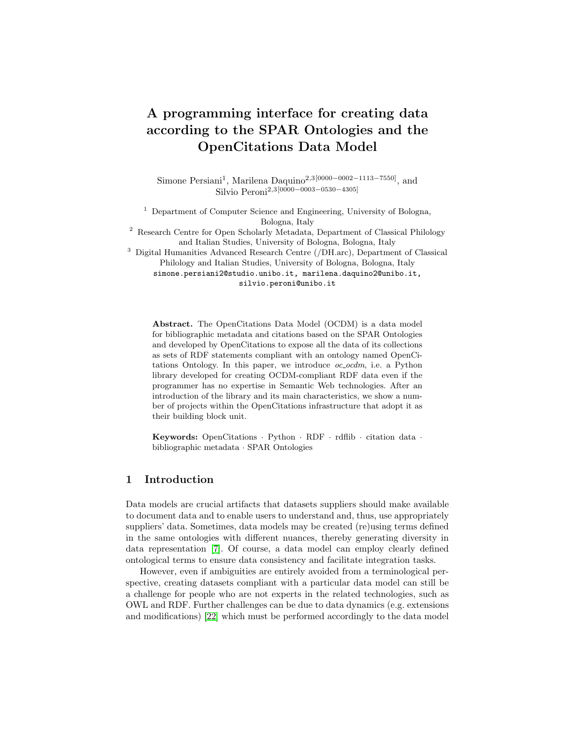# A programming interface for creating data according to the SPAR Ontologies and the OpenCitations Data Model

Simone Persiani[1], Marilena Daquino[2,3][0000−0002−1113−7550], and Silvio Peroni[2,3][0000−0003−0530−4305]

[1] Department of Computer Science and Engineering, University of Bologna, Bologna, Italy

[2] Research Centre for Open Scholarly Metadata, Department of Classical Philology and Italian Studies, University of Bologna, Bologna, Italy

[3] Digital Humanities Advanced Research Centre (/DH.arc), Department of Classical Philology and Italian Studies, University of Bologna, Bologna, Italy

simone.persiani2@studio.unibo.it, marilena.daquino2@unibo.it, silvio.peroni@unibo.it

**Abstract.** The OpenCitations Data Model (OCDM) is a data model for bibliographic metadata and citations based on the SPAR Ontologies and developed by OpenCitations to expose all the data of its collections as sets of RDF statements compliant with an ontology named OpenCitations Ontology. In this paper, we introduce *oc_ocdm*, i.e. a Python library developed for creating OCDM-compliant RDF data even if the programmer has no expertise in Semantic Web technologies. After an introduction of the library and its main characteristics, we show a number of projects within the OpenCitations infrastructure that adopt it as their building block unit.

**Keywords:** OpenCitations · Python · RDF · rdflib · citation data · bibliographic metadata · SPAR Ontologies

## 1 Introduction

Data models are crucial artifacts that datasets suppliers should make available to document data and to enable users to understand and, thus, use appropriately suppliers' data. Sometimes, data models may be created (re)using terms defined in the same ontologies with different nuances, thereby generating diversity in data representation [7]. Of course, a data model can employ clearly defined ontological terms to ensure data consistency and facilitate integration tasks.

However, even if ambiguities are entirely avoided from a terminological perspective, creating datasets compliant with a particular data model can still be a challenge for people who are not experts in the related technologies, such as OWL and RDF. Further challenges can be due to data dynamics (e.g. extensions and modifications) [22] which must be performed accordingly to the data model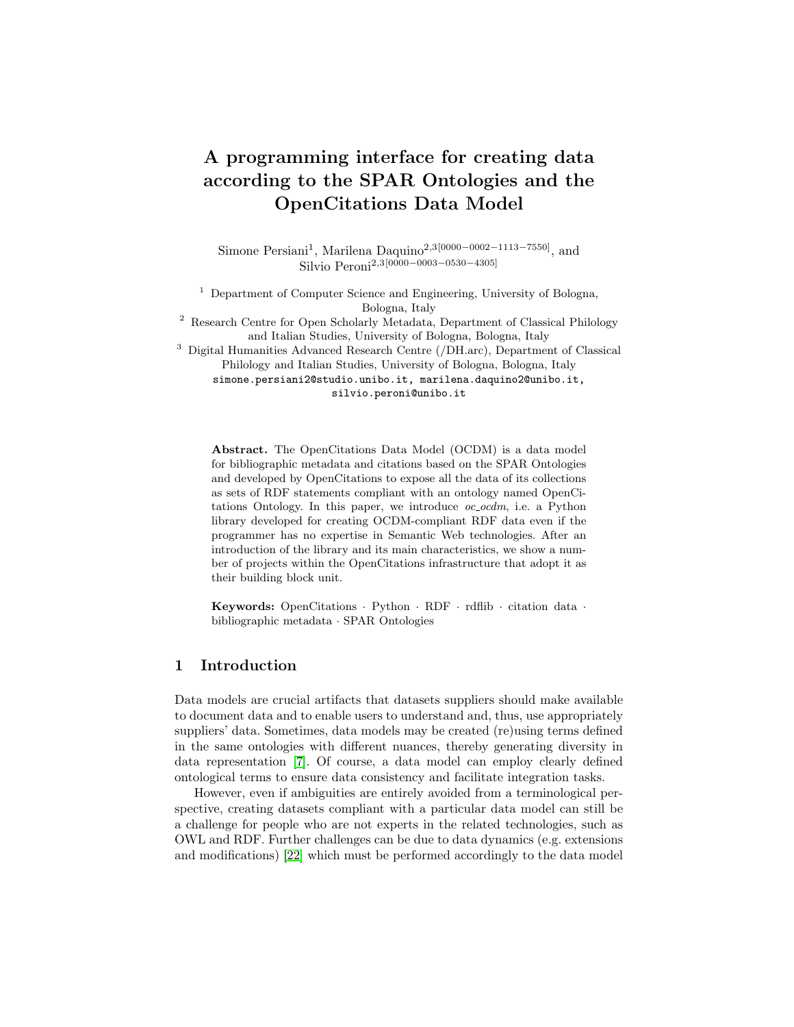# A programming interface for creating data according to the SPAR Ontologies and the OpenCitations Data Model

Simone Persiani[1], Marilena Daquino[2,3][0000−0002−1113−7550], and Silvio Peroni[2,3][0000−0003−0530−4305]

[1] Department of Computer Science and Engineering, University of Bologna, Bologna, Italy

[2] Research Centre for Open Scholarly Metadata, Department of Classical Philology and Italian Studies, University of Bologna, Bologna, Italy

[3] Digital Humanities Advanced Research Centre (/DH.arc), Department of Classical Philology and Italian Studies, University of Bologna, Bologna, Italy

simone.persiani2@studio.unibo.it, marilena.daquino2@unibo.it, silvio.peroni@unibo.it

**Abstract.** The OpenCitations Data Model (OCDM) is a data model for bibliographic metadata and citations based on the SPAR Ontologies and developed by OpenCitations to expose all the data of its collections as sets of RDF statements compliant with an ontology named OpenCitations Ontology. In this paper, we introduce *oc_ocdm*, i.e. a Python library developed for creating OCDM-compliant RDF data even if the programmer has no expertise in Semantic Web technologies. After an introduction of the library and its main characteristics, we show a number of projects within the OpenCitations infrastructure that adopt it as their building block unit.

**Keywords:** OpenCitations · Python · RDF · rdflib · citation data · bibliographic metadata · SPAR Ontologies

## 1 Introduction

Data models are crucial artifacts that datasets suppliers should make available to document data and to enable users to understand and, thus, use appropriately suppliers' data. Sometimes, data models may be created (re)using terms defined in the same ontologies with different nuances, thereby generating diversity in data representation [7]. Of course, a data model can employ clearly defined ontological terms to ensure data consistency and facilitate integration tasks.

However, even if ambiguities are entirely avoided from a terminological perspective, creating datasets compliant with a particular data model can still be a challenge for people who are not experts in the related technologies, such as OWL and RDF. Further challenges can be due to data dynamics (e.g. extensions and modifications) [22] which must be performed accordingly to the data model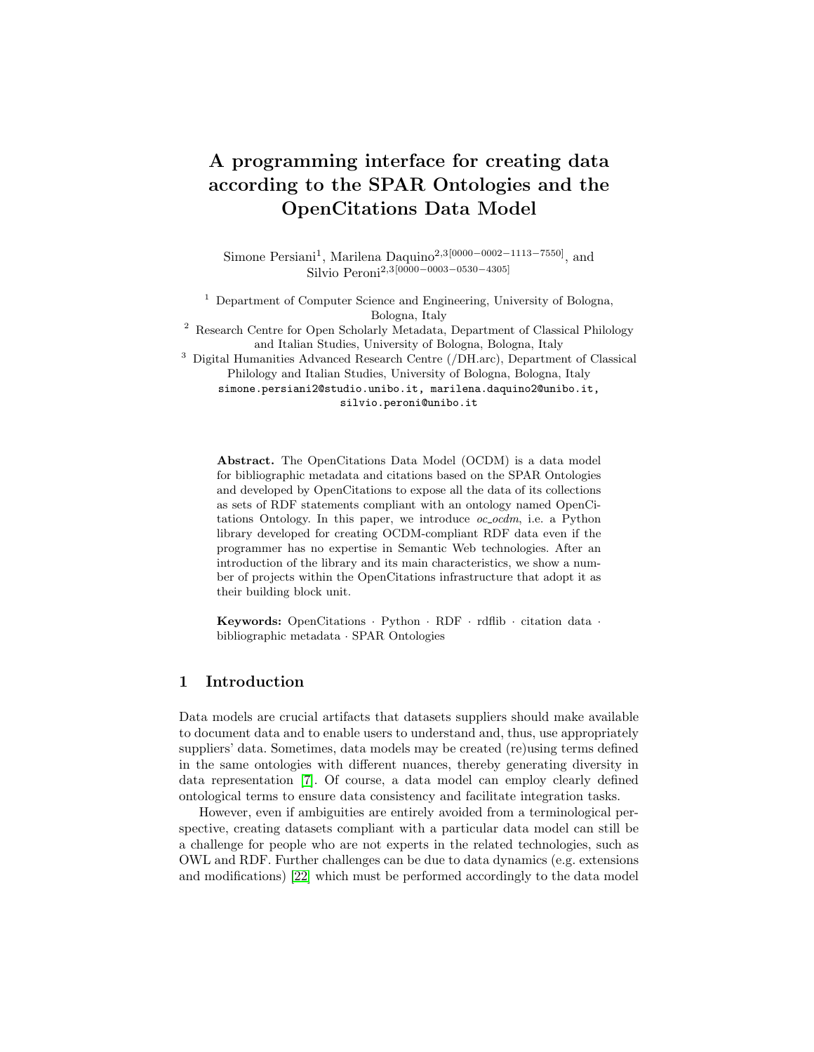# A programming interface for creating data according to the SPAR Ontologies and the OpenCitations Data Model

Simone Persiani[1], Marilena Daquino[2,3][0000−0002−1113−7550], and Silvio Peroni[2,3][0000−0003−0530−4305]

[1] Department of Computer Science and Engineering, University of Bologna, Bologna, Italy

[2] Research Centre for Open Scholarly Metadata, Department of Classical Philology and Italian Studies, University of Bologna, Bologna, Italy

[3] Digital Humanities Advanced Research Centre (/DH.arc), Department of Classical Philology and Italian Studies, University of Bologna, Bologna, Italy

simone.persiani2@studio.unibo.it, marilena.daquino2@unibo.it, silvio.peroni@unibo.it

**Abstract.** The OpenCitations Data Model (OCDM) is a data model for bibliographic metadata and citations based on the SPAR Ontologies and developed by OpenCitations to expose all the data of its collections as sets of RDF statements compliant with an ontology named OpenCitations Ontology. In this paper, we introduce *oc_ocdm*, i.e. a Python library developed for creating OCDM-compliant RDF data even if the programmer has no expertise in Semantic Web technologies. After an introduction of the library and its main characteristics, we show a number of projects within the OpenCitations infrastructure that adopt it as their building block unit.

**Keywords:** OpenCitations · Python · RDF · rdflib · citation data · bibliographic metadata · SPAR Ontologies

## 1 Introduction

Data models are crucial artifacts that datasets suppliers should make available to document data and to enable users to understand and, thus, use appropriately suppliers' data. Sometimes, data models may be created (re)using terms defined in the same ontologies with different nuances, thereby generating diversity in data representation [7]. Of course, a data model can employ clearly defined ontological terms to ensure data consistency and facilitate integration tasks.

However, even if ambiguities are entirely avoided from a terminological perspective, creating datasets compliant with a particular data model can still be a challenge for people who are not experts in the related technologies, such as OWL and RDF. Further challenges can be due to data dynamics (e.g. extensions and modifications) [22] which must be performed accordingly to the data model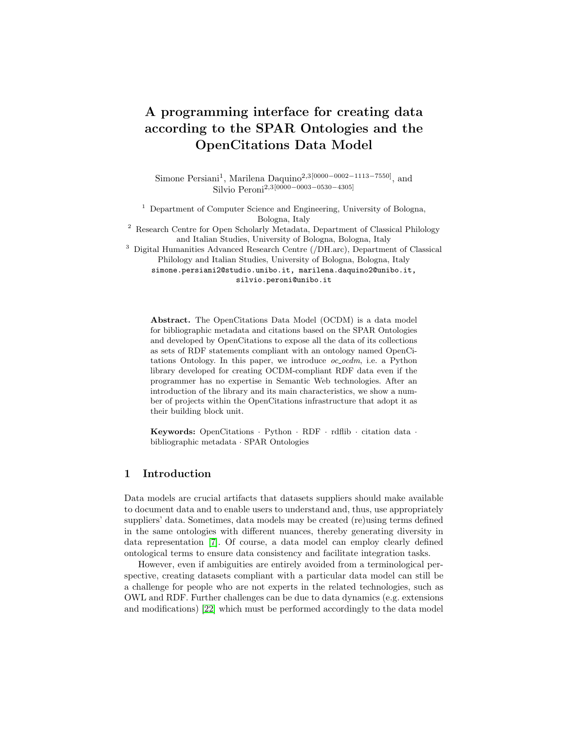# A programming interface for creating data according to the SPAR Ontologies and the OpenCitations Data Model

Simone Persiani[1], Marilena Daquino[2,3][0000−0002−1113−7550], and Silvio Peroni[2,3][0000−0003−0530−4305]

[1] Department of Computer Science and Engineering, University of Bologna, Bologna, Italy

[2] Research Centre for Open Scholarly Metadata, Department of Classical Philology and Italian Studies, University of Bologna, Bologna, Italy

[3] Digital Humanities Advanced Research Centre (/DH.arc), Department of Classical Philology and Italian Studies, University of Bologna, Bologna, Italy

simone.persiani2@studio.unibo.it, marilena.daquino2@unibo.it, silvio.peroni@unibo.it

**Abstract.** The OpenCitations Data Model (OCDM) is a data model for bibliographic metadata and citations based on the SPAR Ontologies and developed by OpenCitations to expose all the data of its collections as sets of RDF statements compliant with an ontology named OpenCitations Ontology. In this paper, we introduce *oc_ocdm*, i.e. a Python library developed for creating OCDM-compliant RDF data even if the programmer has no expertise in Semantic Web technologies. After an introduction of the library and its main characteristics, we show a number of projects within the OpenCitations infrastructure that adopt it as their building block unit.

**Keywords:** OpenCitations · Python · RDF · rdflib · citation data · bibliographic metadata · SPAR Ontologies

## 1 Introduction

Data models are crucial artifacts that datasets suppliers should make available to document data and to enable users to understand and, thus, use appropriately suppliers' data. Sometimes, data models may be created (re)using terms defined in the same ontologies with different nuances, thereby generating diversity in data representation [7]. Of course, a data model can employ clearly defined ontological terms to ensure data consistency and facilitate integration tasks.

However, even if ambiguities are entirely avoided from a terminological perspective, creating datasets compliant with a particular data model can still be a challenge for people who are not experts in the related technologies, such as OWL and RDF. Further challenges can be due to data dynamics (e.g. extensions and modifications) [22] which must be performed accordingly to the data model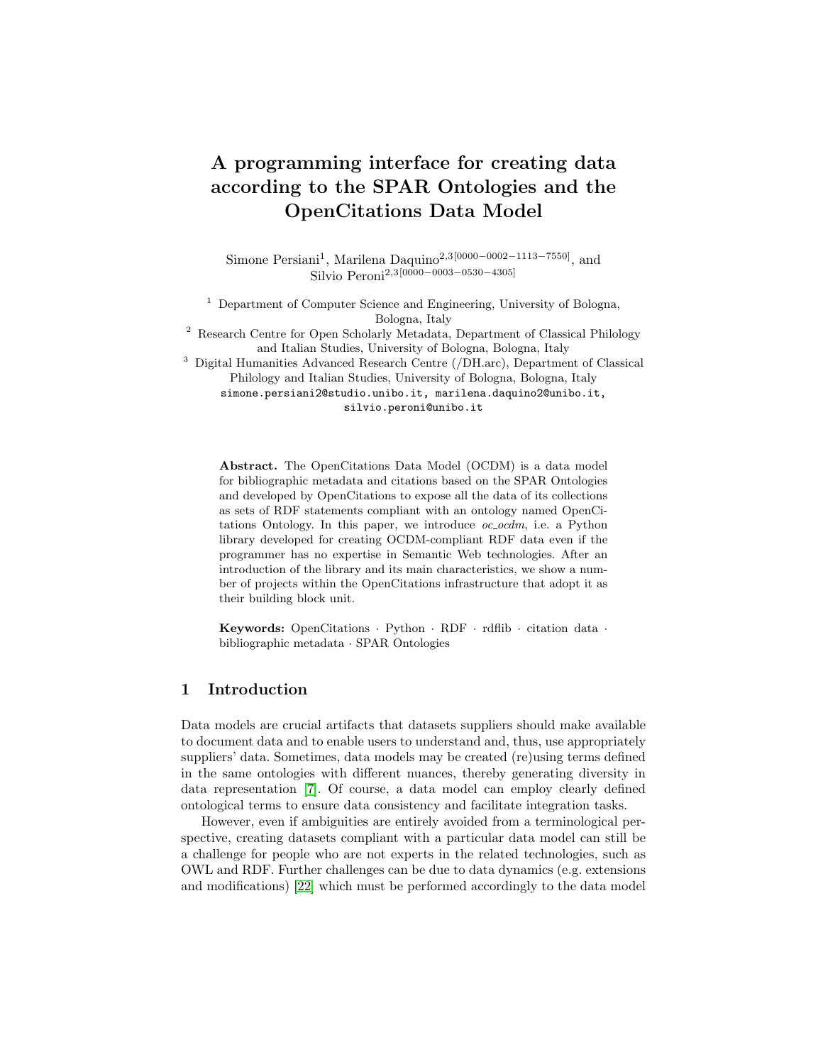# A programming interface for creating data according to the SPAR Ontologies and the OpenCitations Data Model

Simone Persiani[1], Marilena Daquino[2,3][0000−0002−1113−7550], and Silvio Peroni[2,3][0000−0003−0530−4305]

[1] Department of Computer Science and Engineering, University of Bologna, Bologna, Italy

[2] Research Centre for Open Scholarly Metadata, Department of Classical Philology and Italian Studies, University of Bologna, Bologna, Italy

[3] Digital Humanities Advanced Research Centre (/DH.arc), Department of Classical Philology and Italian Studies, University of Bologna, Bologna, Italy

simone.persiani2@studio.unibo.it, marilena.daquino2@unibo.it, silvio.peroni@unibo.it

**Abstract.** The OpenCitations Data Model (OCDM) is a data model for bibliographic metadata and citations based on the SPAR Ontologies and developed by OpenCitations to expose all the data of its collections as sets of RDF statements compliant with an ontology named OpenCitations Ontology. In this paper, we introduce *oc_ocdm*, i.e. a Python library developed for creating OCDM-compliant RDF data even if the programmer has no expertise in Semantic Web technologies. After an introduction of the library and its main characteristics, we show a number of projects within the OpenCitations infrastructure that adopt it as their building block unit.

**Keywords:** OpenCitations · Python · RDF · rdflib · citation data · bibliographic metadata · SPAR Ontologies

## 1 Introduction

Data models are crucial artifacts that datasets suppliers should make available to document data and to enable users to understand and, thus, use appropriately suppliers' data. Sometimes, data models may be created (re)using terms defined in the same ontologies with different nuances, thereby generating diversity in data representation [7]. Of course, a data model can employ clearly defined ontological terms to ensure data consistency and facilitate integration tasks.

However, even if ambiguities are entirely avoided from a terminological perspective, creating datasets compliant with a particular data model can still be a challenge for people who are not experts in the related technologies, such as OWL and RDF. Further challenges can be due to data dynamics (e.g. extensions and modifications) [22] which must be performed accordingly to the data model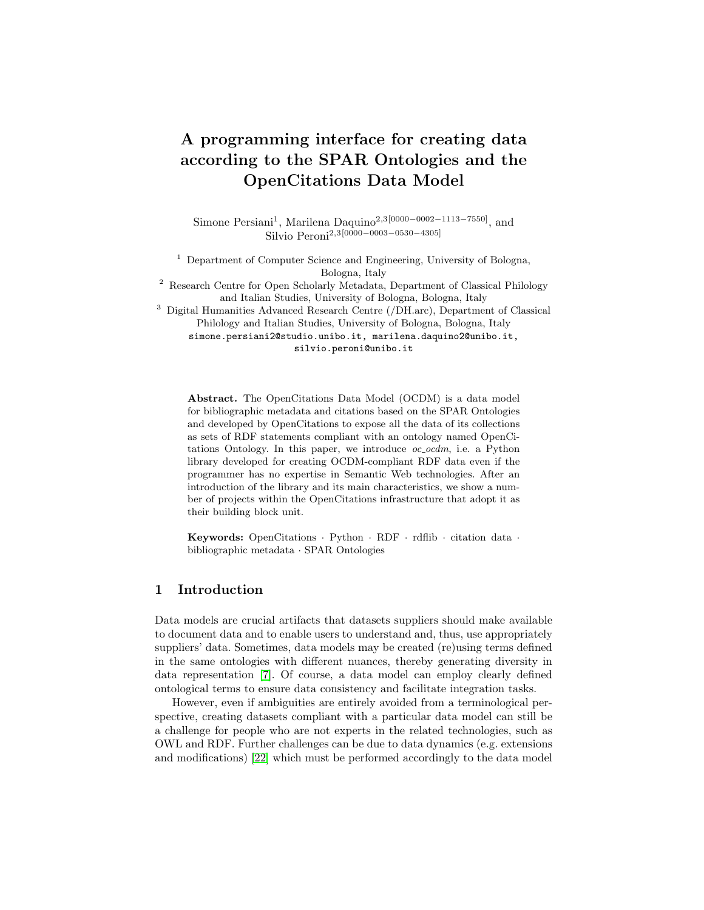# A programming interface for creating data according to the SPAR Ontologies and the OpenCitations Data Model

Simone Persiani[1], Marilena Daquino[2,3][0000−0002−1113−7550], and Silvio Peroni[2,3][0000−0003−0530−4305]

[1] Department of Computer Science and Engineering, University of Bologna, Bologna, Italy

[2] Research Centre for Open Scholarly Metadata, Department of Classical Philology and Italian Studies, University of Bologna, Bologna, Italy

[3] Digital Humanities Advanced Research Centre (/DH.arc), Department of Classical Philology and Italian Studies, University of Bologna, Bologna, Italy

simone.persiani2@studio.unibo.it, marilena.daquino2@unibo.it, silvio.peroni@unibo.it

**Abstract.** The OpenCitations Data Model (OCDM) is a data model for bibliographic metadata and citations based on the SPAR Ontologies and developed by OpenCitations to expose all the data of its collections as sets of RDF statements compliant with an ontology named OpenCitations Ontology. In this paper, we introduce *oc_ocdm*, i.e. a Python library developed for creating OCDM-compliant RDF data even if the programmer has no expertise in Semantic Web technologies. After an introduction of the library and its main characteristics, we show a number of projects within the OpenCitations infrastructure that adopt it as their building block unit.

**Keywords:** OpenCitations · Python · RDF · rdflib · citation data · bibliographic metadata · SPAR Ontologies

## 1 Introduction

Data models are crucial artifacts that datasets suppliers should make available to document data and to enable users to understand and, thus, use appropriately suppliers' data. Sometimes, data models may be created (re)using terms defined in the same ontologies with different nuances, thereby generating diversity in data representation [7]. Of course, a data model can employ clearly defined ontological terms to ensure data consistency and facilitate integration tasks.

However, even if ambiguities are entirely avoided from a terminological perspective, creating datasets compliant with a particular data model can still be a challenge for people who are not experts in the related technologies, such as OWL and RDF. Further challenges can be due to data dynamics (e.g. extensions and modifications) [22] which must be performed accordingly to the data model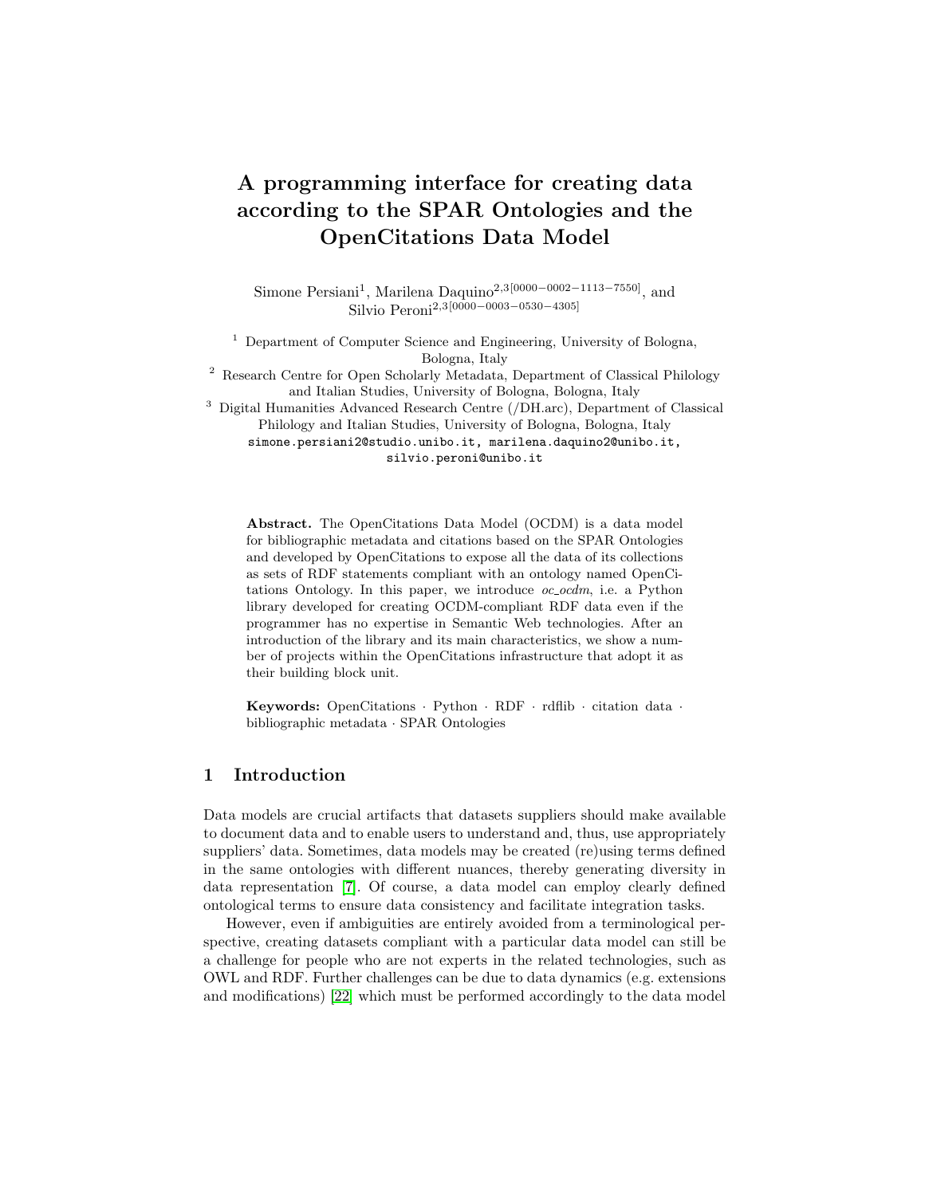# A programming interface for creating data according to the SPAR Ontologies and the OpenCitations Data Model

Simone Persiani[1], Marilena Daquino[2,3][0000−0002−1113−7550], and Silvio Peroni[2,3][0000−0003−0530−4305]

[1] Department of Computer Science and Engineering, University of Bologna, Bologna, Italy

[2] Research Centre for Open Scholarly Metadata, Department of Classical Philology and Italian Studies, University of Bologna, Bologna, Italy

[3] Digital Humanities Advanced Research Centre (/DH.arc), Department of Classical Philology and Italian Studies, University of Bologna, Bologna, Italy

simone.persiani2@studio.unibo.it, marilena.daquino2@unibo.it, silvio.peroni@unibo.it

**Abstract.** The OpenCitations Data Model (OCDM) is a data model for bibliographic metadata and citations based on the SPAR Ontologies and developed by OpenCitations to expose all the data of its collections as sets of RDF statements compliant with an ontology named OpenCitations Ontology. In this paper, we introduce *oc_ocdm*, i.e. a Python library developed for creating OCDM-compliant RDF data even if the programmer has no expertise in Semantic Web technologies. After an introduction of the library and its main characteristics, we show a number of projects within the OpenCitations infrastructure that adopt it as their building block unit.

**Keywords:** OpenCitations · Python · RDF · rdflib · citation data · bibliographic metadata · SPAR Ontologies

## 1 Introduction

Data models are crucial artifacts that datasets suppliers should make available to document data and to enable users to understand and, thus, use appropriately suppliers' data. Sometimes, data models may be created (re)using terms defined in the same ontologies with different nuances, thereby generating diversity in data representation [7]. Of course, a data model can employ clearly defined ontological terms to ensure data consistency and facilitate integration tasks.

However, even if ambiguities are entirely avoided from a terminological perspective, creating datasets compliant with a particular data model can still be a challenge for people who are not experts in the related technologies, such as OWL and RDF. Further challenges can be due to data dynamics (e.g. extensions and modifications) [22] which must be performed accordingly to the data model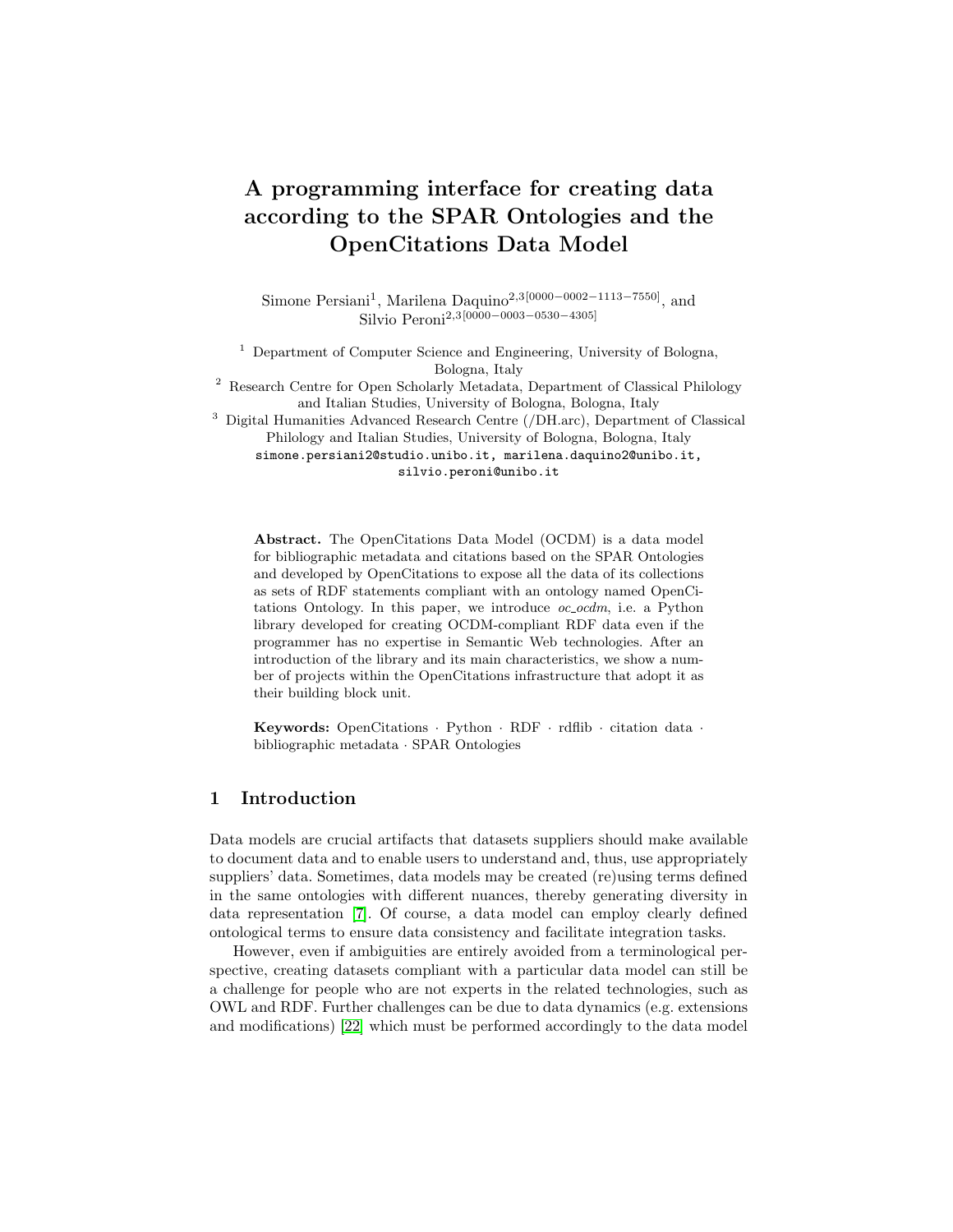# A programming interface for creating data according to the SPAR Ontologies and the OpenCitations Data Model

Simone Persiani[1], Marilena Daquino[2,3][0000−0002−1113−7550], and Silvio Peroni[2,3][0000−0003−0530−4305]

[1] Department of Computer Science and Engineering, University of Bologna, Bologna, Italy

[2] Research Centre for Open Scholarly Metadata, Department of Classical Philology and Italian Studies, University of Bologna, Bologna, Italy

[3] Digital Humanities Advanced Research Centre (/DH.arc), Department of Classical Philology and Italian Studies, University of Bologna, Bologna, Italy

simone.persiani2@studio.unibo.it, marilena.daquino2@unibo.it, silvio.peroni@unibo.it

**Abstract.** The OpenCitations Data Model (OCDM) is a data model for bibliographic metadata and citations based on the SPAR Ontologies and developed by OpenCitations to expose all the data of its collections as sets of RDF statements compliant with an ontology named OpenCitations Ontology. In this paper, we introduce *oc_ocdm*, i.e. a Python library developed for creating OCDM-compliant RDF data even if the programmer has no expertise in Semantic Web technologies. After an introduction of the library and its main characteristics, we show a number of projects within the OpenCitations infrastructure that adopt it as their building block unit.

**Keywords:** OpenCitations · Python · RDF · rdflib · citation data · bibliographic metadata · SPAR Ontologies

## 1 Introduction

Data models are crucial artifacts that datasets suppliers should make available to document data and to enable users to understand and, thus, use appropriately suppliers' data. Sometimes, data models may be created (re)using terms defined in the same ontologies with different nuances, thereby generating diversity in data representation [7]. Of course, a data model can employ clearly defined ontological terms to ensure data consistency and facilitate integration tasks.

However, even if ambiguities are entirely avoided from a terminological perspective, creating datasets compliant with a particular data model can still be a challenge for people who are not experts in the related technologies, such as OWL and RDF. Further challenges can be due to data dynamics (e.g. extensions and modifications) [22] which must be performed accordingly to the data model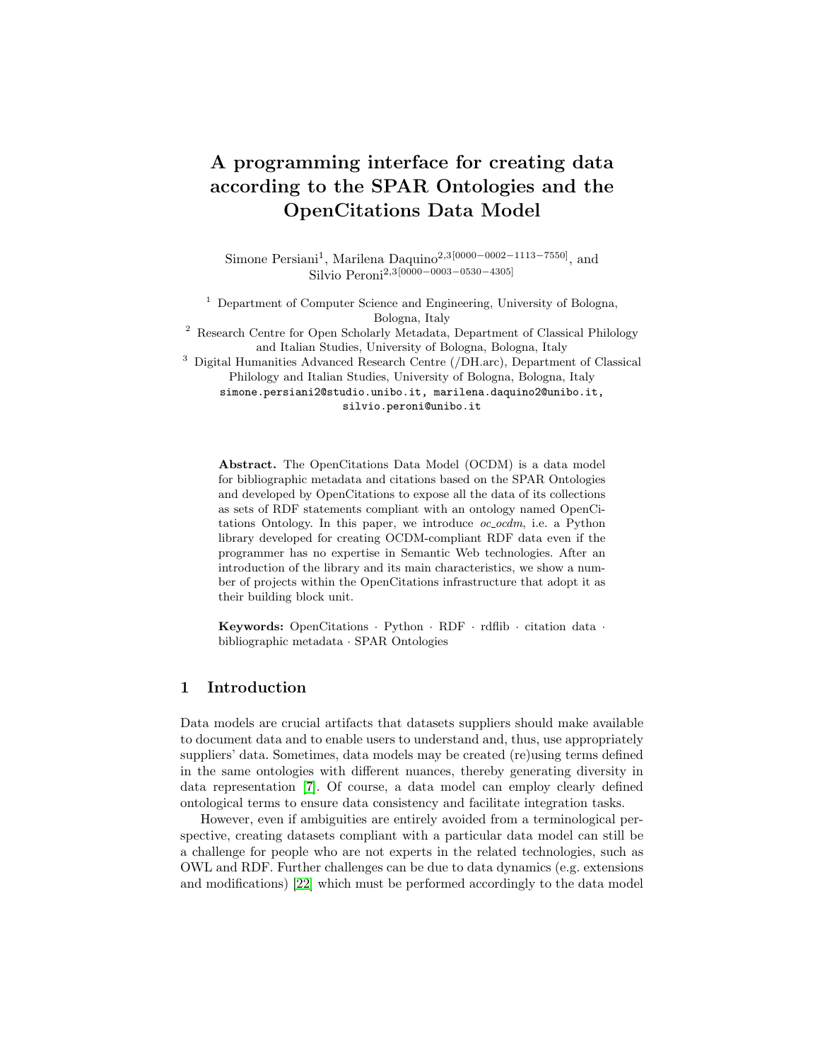# A programming interface for creating data according to the SPAR Ontologies and the OpenCitations Data Model

Simone Persiani[1], Marilena Daquino[2,3][0000−0002−1113−7550], and Silvio Peroni[2,3][0000−0003−0530−4305]

[1] Department of Computer Science and Engineering, University of Bologna, Bologna, Italy

[2] Research Centre for Open Scholarly Metadata, Department of Classical Philology and Italian Studies, University of Bologna, Bologna, Italy

[3] Digital Humanities Advanced Research Centre (/DH.arc), Department of Classical Philology and Italian Studies, University of Bologna, Bologna, Italy

simone.persiani2@studio.unibo.it, marilena.daquino2@unibo.it, silvio.peroni@unibo.it

**Abstract.** The OpenCitations Data Model (OCDM) is a data model for bibliographic metadata and citations based on the SPAR Ontologies and developed by OpenCitations to expose all the data of its collections as sets of RDF statements compliant with an ontology named OpenCitations Ontology. In this paper, we introduce *oc_ocdm*, i.e. a Python library developed for creating OCDM-compliant RDF data even if the programmer has no expertise in Semantic Web technologies. After an introduction of the library and its main characteristics, we show a number of projects within the OpenCitations infrastructure that adopt it as their building block unit.

**Keywords:** OpenCitations · Python · RDF · rdflib · citation data · bibliographic metadata · SPAR Ontologies

## 1 Introduction

Data models are crucial artifacts that datasets suppliers should make available to document data and to enable users to understand and, thus, use appropriately suppliers' data. Sometimes, data models may be created (re)using terms defined in the same ontologies with different nuances, thereby generating diversity in data representation [7]. Of course, a data model can employ clearly defined ontological terms to ensure data consistency and facilitate integration tasks.

However, even if ambiguities are entirely avoided from a terminological perspective, creating datasets compliant with a particular data model can still be a challenge for people who are not experts in the related technologies, such as OWL and RDF. Further challenges can be due to data dynamics (e.g. extensions and modifications) [22] which must be performed accordingly to the data model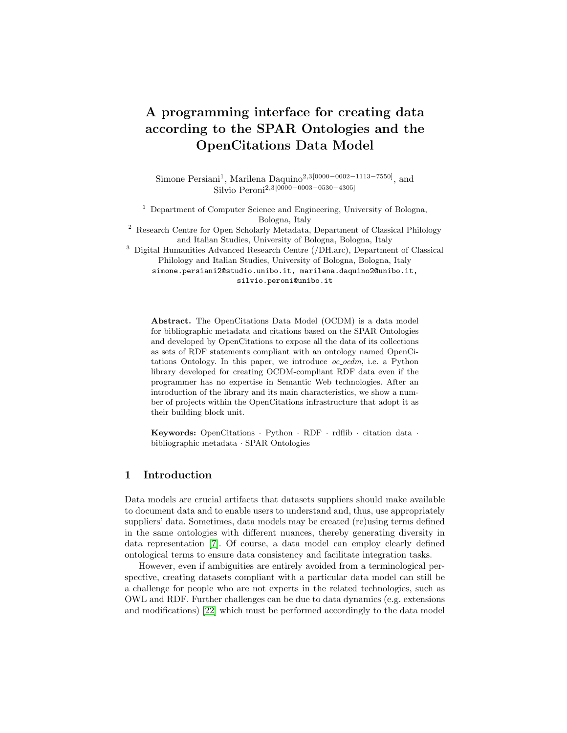# A programming interface for creating data according to the SPAR Ontologies and the OpenCitations Data Model

Simone Persiani[1], Marilena Daquino[2,3][0000−0002−1113−7550], and Silvio Peroni[2,3][0000−0003−0530−4305]

[1] Department of Computer Science and Engineering, University of Bologna, Bologna, Italy
[2] Research Centre for Open Scholarly Metadata, Department of Classical Philology and Italian Studies, University of Bologna, Bologna, Italy
[3] Digital Humanities Advanced Research Centre (/DH.arc), Department of Classical Philology and Italian Studies, University of Bologna, Bologna, Italy
simone.persiani2@studio.unibo.it, marilena.daquino2@unibo.it, silvio.peroni@unibo.it

**Abstract.** The OpenCitations Data Model (OCDM) is a data model for bibliographic metadata and citations based on the SPAR Ontologies and developed by OpenCitations to expose all the data of its collections as sets of RDF statements compliant with an ontology named OpenCitations Ontology. In this paper, we introduce *oc_ocdm*, i.e. a Python library developed for creating OCDM-compliant RDF data even if the programmer has no expertise in Semantic Web technologies. After an introduction of the library and its main characteristics, we show a number of projects within the OpenCitations infrastructure that adopt it as their building block unit.

**Keywords:** OpenCitations · Python · RDF · rdflib · citation data · bibliographic metadata · SPAR Ontologies

## 1 Introduction

Data models are crucial artifacts that datasets suppliers should make available to document data and to enable users to understand and, thus, use appropriately suppliers' data. Sometimes, data models may be created (re)using terms defined in the same ontologies with different nuances, thereby generating diversity in data representation [7]. Of course, a data model can employ clearly defined ontological terms to ensure data consistency and facilitate integration tasks.

However, even if ambiguities are entirely avoided from a terminological perspective, creating datasets compliant with a particular data model can still be a challenge for people who are not experts in the related technologies, such as OWL and RDF. Further challenges can be due to data dynamics (e.g. extensions and modifications) [22] which must be performed accordingly to the data model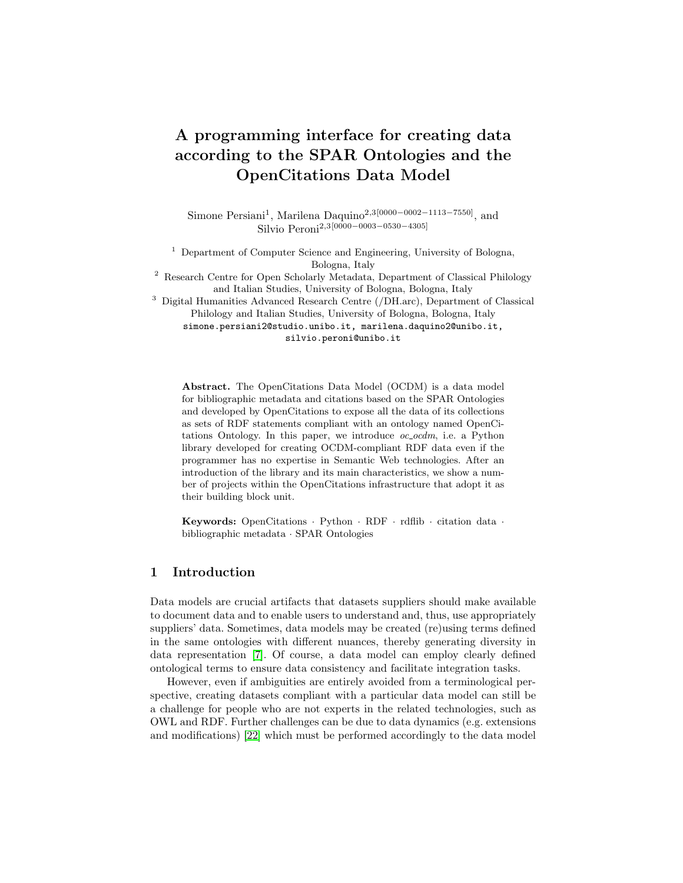# A programming interface for creating data according to the SPAR Ontologies and the OpenCitations Data Model

Simone Persiani[1], Marilena Daquino[2,3][0000−0002−1113−7550], and Silvio Peroni[2,3][0000−0003−0530−4305]

[1] Department of Computer Science and Engineering, University of Bologna, Bologna, Italy

[2] Research Centre for Open Scholarly Metadata, Department of Classical Philology and Italian Studies, University of Bologna, Bologna, Italy

[3] Digital Humanities Advanced Research Centre (/DH.arc), Department of Classical Philology and Italian Studies, University of Bologna, Bologna, Italy

simone.persiani2@studio.unibo.it, marilena.daquino2@unibo.it, silvio.peroni@unibo.it

**Abstract.** The OpenCitations Data Model (OCDM) is a data model for bibliographic metadata and citations based on the SPAR Ontologies and developed by OpenCitations to expose all the data of its collections as sets of RDF statements compliant with an ontology named OpenCitations Ontology. In this paper, we introduce *oc_ocdm*, i.e. a Python library developed for creating OCDM-compliant RDF data even if the programmer has no expertise in Semantic Web technologies. After an introduction of the library and its main characteristics, we show a number of projects within the OpenCitations infrastructure that adopt it as their building block unit.

**Keywords:** OpenCitations · Python · RDF · rdflib · citation data · bibliographic metadata · SPAR Ontologies

## 1 Introduction

Data models are crucial artifacts that datasets suppliers should make available to document data and to enable users to understand and, thus, use appropriately suppliers' data. Sometimes, data models may be created (re)using terms defined in the same ontologies with different nuances, thereby generating diversity in data representation [7]. Of course, a data model can employ clearly defined ontological terms to ensure data consistency and facilitate integration tasks.

However, even if ambiguities are entirely avoided from a terminological perspective, creating datasets compliant with a particular data model can still be a challenge for people who are not experts in the related technologies, such as OWL and RDF. Further challenges can be due to data dynamics (e.g. extensions and modifications) [22] which must be performed accordingly to the data model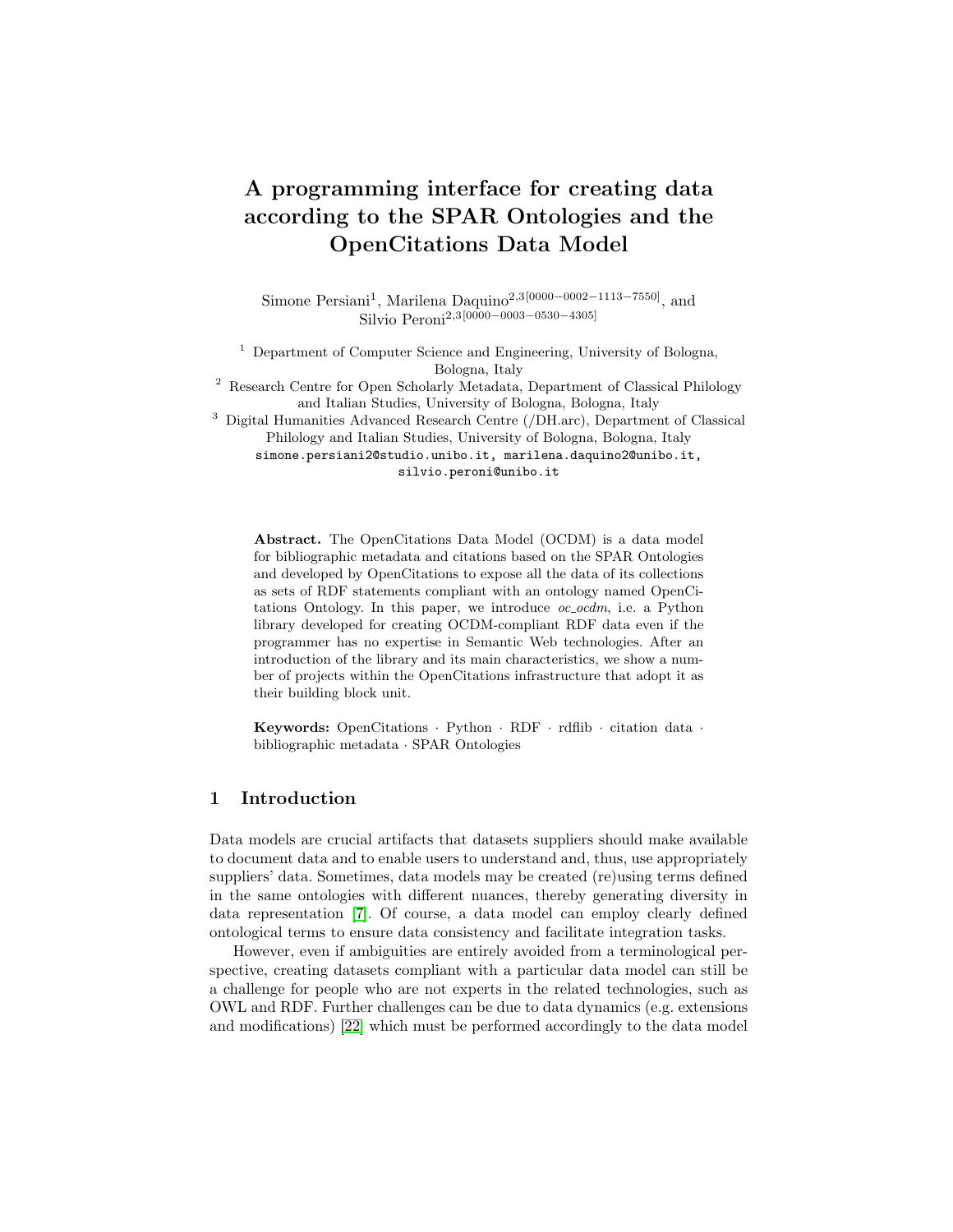# A programming interface for creating data according to the SPAR Ontologies and the OpenCitations Data Model

Simone Persiani[1], Marilena Daquino[2,3][0000−0002−1113−7550], and Silvio Peroni[2,3][0000−0003−0530−4305]

[1] Department of Computer Science and Engineering, University of Bologna, Bologna, Italy

[2] Research Centre for Open Scholarly Metadata, Department of Classical Philology and Italian Studies, University of Bologna, Bologna, Italy

[3] Digital Humanities Advanced Research Centre (/DH.arc), Department of Classical Philology and Italian Studies, University of Bologna, Bologna, Italy

simone.persiani2@studio.unibo.it, marilena.daquino2@unibo.it, silvio.peroni@unibo.it

**Abstract.** The OpenCitations Data Model (OCDM) is a data model for bibliographic metadata and citations based on the SPAR Ontologies and developed by OpenCitations to expose all the data of its collections as sets of RDF statements compliant with an ontology named OpenCitations Ontology. In this paper, we introduce *oc_ocdm*, i.e. a Python library developed for creating OCDM-compliant RDF data even if the programmer has no expertise in Semantic Web technologies. After an introduction of the library and its main characteristics, we show a number of projects within the OpenCitations infrastructure that adopt it as their building block unit.

**Keywords:** OpenCitations · Python · RDF · rdflib · citation data · bibliographic metadata · SPAR Ontologies

## 1 Introduction

Data models are crucial artifacts that datasets suppliers should make available to document data and to enable users to understand and, thus, use appropriately suppliers' data. Sometimes, data models may be created (re)using terms defined in the same ontologies with different nuances, thereby generating diversity in data representation [7]. Of course, a data model can employ clearly defined ontological terms to ensure data consistency and facilitate integration tasks.

However, even if ambiguities are entirely avoided from a terminological perspective, creating datasets compliant with a particular data model can still be a challenge for people who are not experts in the related technologies, such as OWL and RDF. Further challenges can be due to data dynamics (e.g. extensions and modifications) [22] which must be performed accordingly to the data model